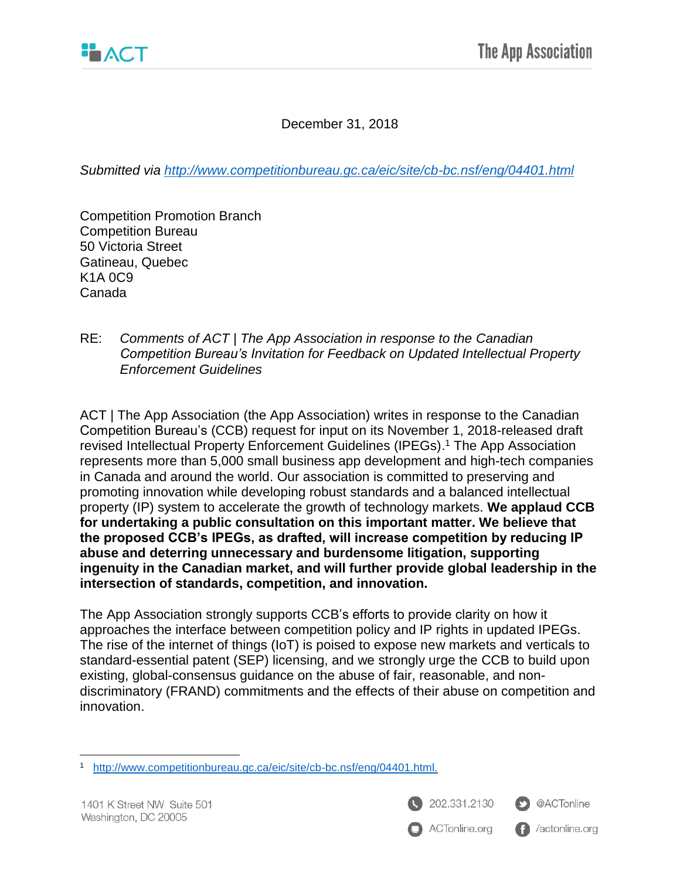December 31, 2018

*Submitted via [http://www.competitionbureau.gc.ca/eic/site/cb-bc.nsf/eng/04401.html](http://www.competitionbureau.gc.ca/eic/site/cb-bc.nsf/eng/04401.html)*

Competition Promotion Branch
Competition Bureau
50 Victoria Street
Gatineau, Quebec
K1A 0C9
Canada

RE: *Comments of ACT | The App Association in response to the Canadian Competition Bureau's Invitation for Feedback on Updated Intellectual Property Enforcement Guidelines*

ACT | The App Association (the App Association) writes in response to the Canadian Competition Bureau's (CCB) request for input on its November 1, 2018-released draft revised Intellectual Property Enforcement Guidelines (IPEGs).[1] The App Association represents more than 5,000 small business app development and high-tech companies in Canada and around the world. Our association is committed to preserving and promoting innovation while developing robust standards and a balanced intellectual property (IP) system to accelerate the growth of technology markets. **We applaud CCB for undertaking a public consultation on this important matter. We believe that the proposed CCB's IPEGs, as drafted, will increase competition by reducing IP abuse and deterring unnecessary and burdensome litigation, supporting ingenuity in the Canadian market, and will further provide global leadership in the intersection of standards, competition, and innovation.**

The App Association strongly supports CCB's efforts to provide clarity on how it approaches the interface between competition policy and IP rights in updated IPEGs. The rise of the internet of things (IoT) is poised to expose new markets and verticals to standard-essential patent (SEP) licensing, and we strongly urge the CCB to build upon existing, global-consensus guidance on the abuse of fair, reasonable, and non-discriminatory (FRAND) commitments and the effects of their abuse on competition and innovation.

[1] [http://www.competitionbureau.gc.ca/eic/site/cb-bc.nsf/eng/04401.html.](http://www.competitionbureau.gc.ca/eic/site/cb-bc.nsf/eng/04401.html)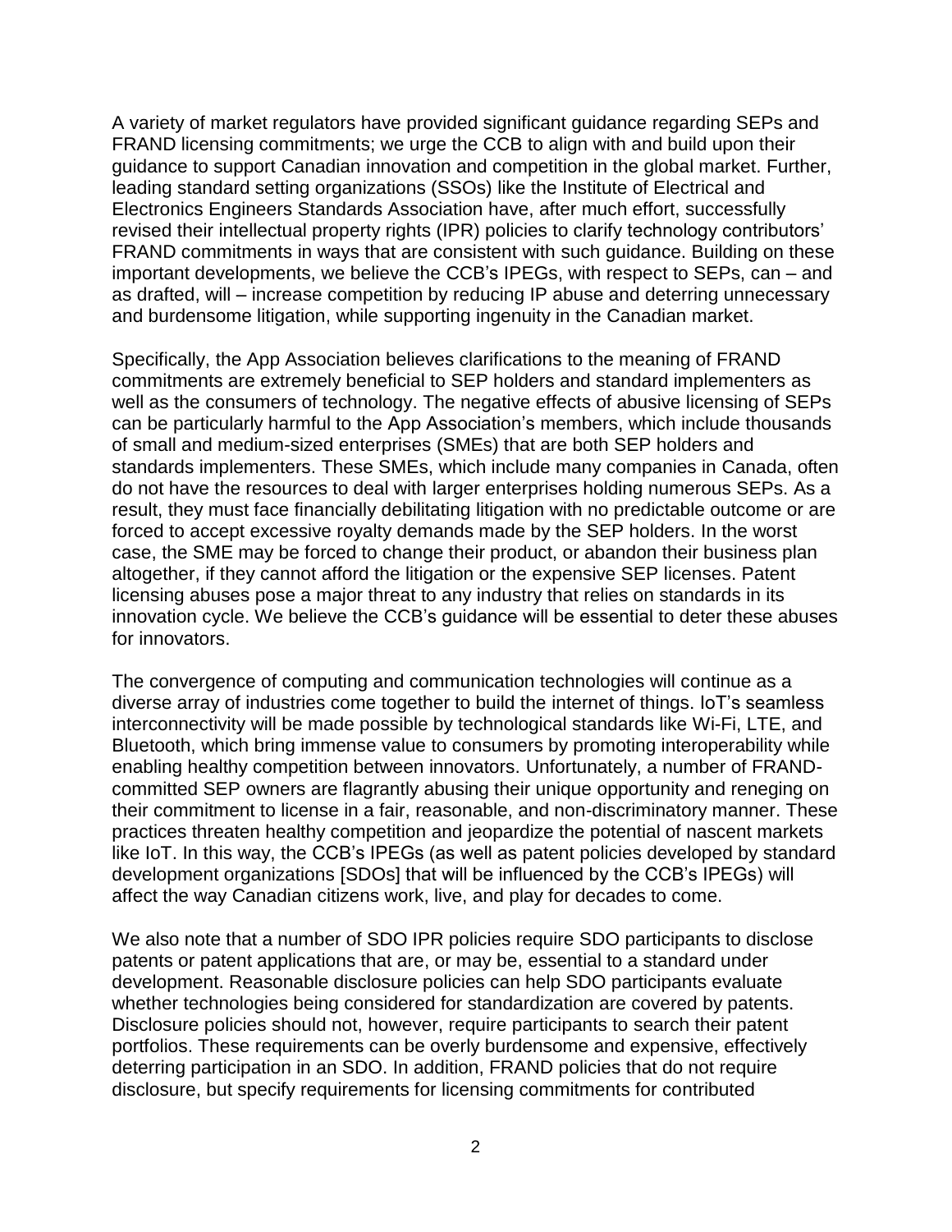A variety of market regulators have provided significant guidance regarding SEPs and FRAND licensing commitments; we urge the CCB to align with and build upon their guidance to support Canadian innovation and competition in the global market. Further, leading standard setting organizations (SSOs) like the Institute of Electrical and Electronics Engineers Standards Association have, after much effort, successfully revised their intellectual property rights (IPR) policies to clarify technology contributors' FRAND commitments in ways that are consistent with such guidance. Building on these important developments, we believe the CCB's IPEGs, with respect to SEPs, can – and as drafted, will – increase competition by reducing IP abuse and deterring unnecessary and burdensome litigation, while supporting ingenuity in the Canadian market.

Specifically, the App Association believes clarifications to the meaning of FRAND commitments are extremely beneficial to SEP holders and standard implementers as well as the consumers of technology. The negative effects of abusive licensing of SEPs can be particularly harmful to the App Association's members, which include thousands of small and medium-sized enterprises (SMEs) that are both SEP holders and standards implementers. These SMEs, which include many companies in Canada, often do not have the resources to deal with larger enterprises holding numerous SEPs. As a result, they must face financially debilitating litigation with no predictable outcome or are forced to accept excessive royalty demands made by the SEP holders. In the worst case, the SME may be forced to change their product, or abandon their business plan altogether, if they cannot afford the litigation or the expensive SEP licenses. Patent licensing abuses pose a major threat to any industry that relies on standards in its innovation cycle. We believe the CCB's guidance will be essential to deter these abuses for innovators.

The convergence of computing and communication technologies will continue as a diverse array of industries come together to build the internet of things. IoT's seamless interconnectivity will be made possible by technological standards like Wi-Fi, LTE, and Bluetooth, which bring immense value to consumers by promoting interoperability while enabling healthy competition between innovators. Unfortunately, a number of FRAND-committed SEP owners are flagrantly abusing their unique opportunity and reneging on their commitment to license in a fair, reasonable, and non-discriminatory manner. These practices threaten healthy competition and jeopardize the potential of nascent markets like IoT. In this way, the CCB's IPEGs (as well as patent policies developed by standard development organizations [SDOs] that will be influenced by the CCB's IPEGs) will affect the way Canadian citizens work, live, and play for decades to come.

We also note that a number of SDO IPR policies require SDO participants to disclose patents or patent applications that are, or may be, essential to a standard under development. Reasonable disclosure policies can help SDO participants evaluate whether technologies being considered for standardization are covered by patents. Disclosure policies should not, however, require participants to search their patent portfolios. These requirements can be overly burdensome and expensive, effectively deterring participation in an SDO. In addition, FRAND policies that do not require disclosure, but specify requirements for licensing commitments for contributed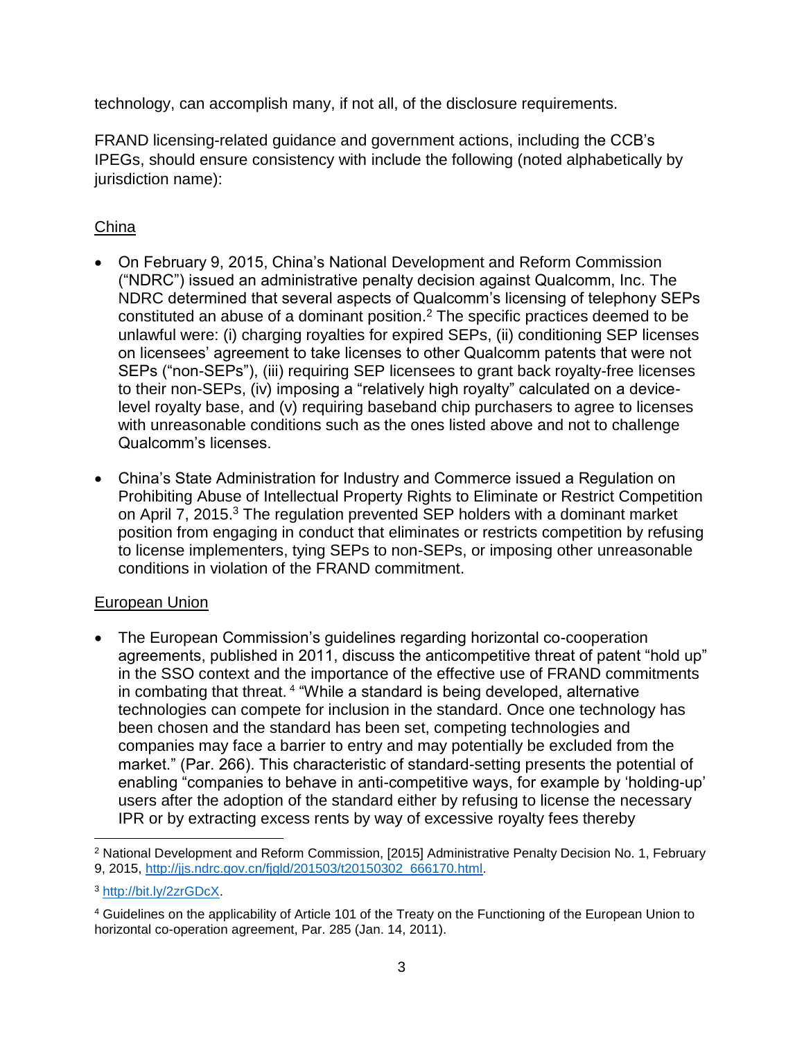technology, can accomplish many, if not all, of the disclosure requirements.

FRAND licensing-related guidance and government actions, including the CCB's IPEGs, should ensure consistency with include the following (noted alphabetically by jurisdiction name):

China

- On February 9, 2015, China's National Development and Reform Commission ("NDRC") issued an administrative penalty decision against Qualcomm, Inc. The NDRC determined that several aspects of Qualcomm's licensing of telephony SEPs constituted an abuse of a dominant position.[2] The specific practices deemed to be unlawful were: (i) charging royalties for expired SEPs, (ii) conditioning SEP licenses on licensees' agreement to take licenses to other Qualcomm patents that were not SEPs ("non-SEPs"), (iii) requiring SEP licensees to grant back royalty-free licenses to their non-SEPs, (iv) imposing a "relatively high royalty" calculated on a device-level royalty base, and (v) requiring baseband chip purchasers to agree to licenses with unreasonable conditions such as the ones listed above and not to challenge Qualcomm's licenses.

- China's State Administration for Industry and Commerce issued a Regulation on Prohibiting Abuse of Intellectual Property Rights to Eliminate or Restrict Competition on April 7, 2015.[3] The regulation prevented SEP holders with a dominant market position from engaging in conduct that eliminates or restricts competition by refusing to license implementers, tying SEPs to non-SEPs, or imposing other unreasonable conditions in violation of the FRAND commitment.

European Union

- The European Commission's guidelines regarding horizontal co-cooperation agreements, published in 2011, discuss the anticompetitive threat of patent "hold up" in the SSO context and the importance of the effective use of FRAND commitments in combating that threat. [4] "While a standard is being developed, alternative technologies can compete for inclusion in the standard. Once one technology has been chosen and the standard has been set, competing technologies and companies may face a barrier to entry and may potentially be excluded from the market." (Par. 266). This characteristic of standard-setting presents the potential of enabling "companies to behave in anti-competitive ways, for example by 'holding-up' users after the adoption of the standard either by refusing to license the necessary IPR or by extracting excess rents by way of excessive royalty fees thereby

---

[2] National Development and Reform Commission, [2015] Administrative Penalty Decision No. 1, February 9, 2015, http://jjs.ndrc.gov.cn/fjgld/201503/t20150302_666170.html.

[3] http://bit.ly/2zrGDcX.

[4] Guidelines on the applicability of Article 101 of the Treaty on the Functioning of the European Union to horizontal co-operation agreement, Par. 285 (Jan. 14, 2011).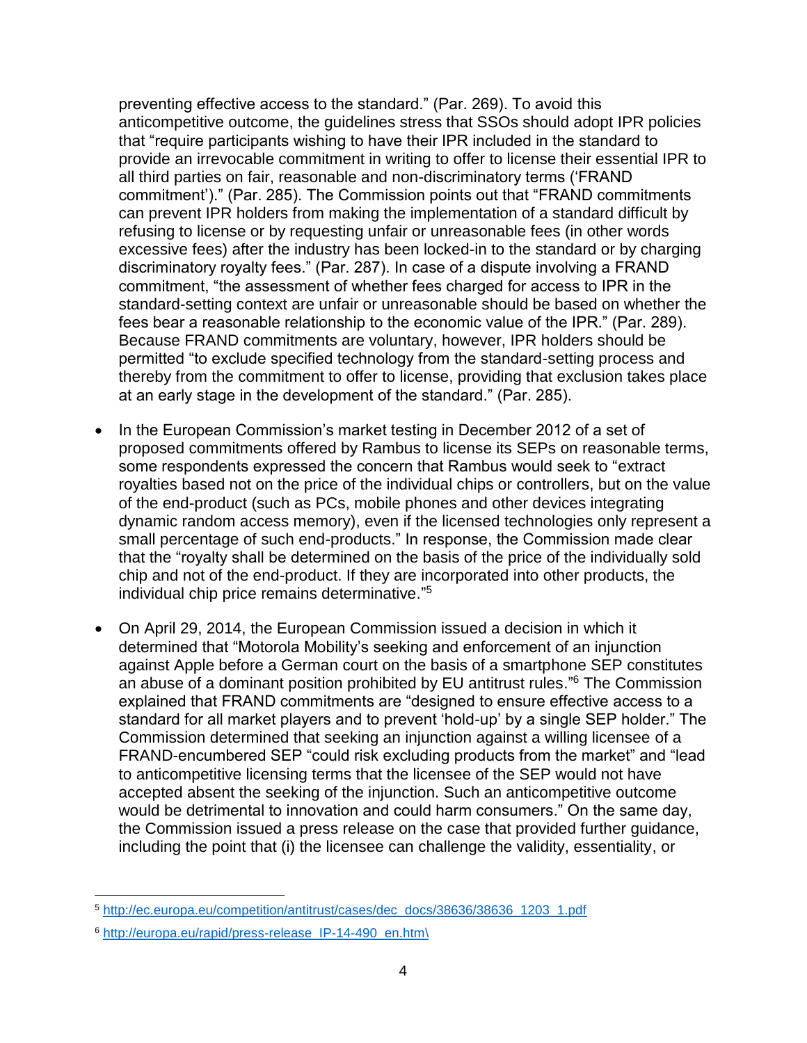preventing effective access to the standard." (Par. 269). To avoid this anticompetitive outcome, the guidelines stress that SSOs should adopt IPR policies that "require participants wishing to have their IPR included in the standard to provide an irrevocable commitment in writing to offer to license their essential IPR to all third parties on fair, reasonable and non-discriminatory terms ('FRAND commitment')." (Par. 285). The Commission points out that "FRAND commitments can prevent IPR holders from making the implementation of a standard difficult by refusing to license or by requesting unfair or unreasonable fees (in other words excessive fees) after the industry has been locked-in to the standard or by charging discriminatory royalty fees." (Par. 287). In case of a dispute involving a FRAND commitment, "the assessment of whether fees charged for access to IPR in the standard-setting context are unfair or unreasonable should be based on whether the fees bear a reasonable relationship to the economic value of the IPR." (Par. 289). Because FRAND commitments are voluntary, however, IPR holders should be permitted "to exclude specified technology from the standard-setting process and thereby from the commitment to offer to license, providing that exclusion takes place at an early stage in the development of the standard." (Par. 285).

- In the European Commission's market testing in December 2012 of a set of proposed commitments offered by Rambus to license its SEPs on reasonable terms, some respondents expressed the concern that Rambus would seek to "extract royalties based not on the price of the individual chips or controllers, but on the value of the end-product (such as PCs, mobile phones and other devices integrating dynamic random access memory), even if the licensed technologies only represent a small percentage of such end-products." In response, the Commission made clear that the "royalty shall be determined on the basis of the price of the individually sold chip and not of the end-product. If they are incorporated into other products, the individual chip price remains determinative."[5]

- On April 29, 2014, the European Commission issued a decision in which it determined that "Motorola Mobility's seeking and enforcement of an injunction against Apple before a German court on the basis of a smartphone SEP constitutes an abuse of a dominant position prohibited by EU antitrust rules."[6] The Commission explained that FRAND commitments are "designed to ensure effective access to a standard for all market players and to prevent 'hold-up' by a single SEP holder." The Commission determined that seeking an injunction against a willing licensee of a FRAND-encumbered SEP "could risk excluding products from the market" and "lead to anticompetitive licensing terms that the licensee of the SEP would not have accepted absent the seeking of the injunction. Such an anticompetitive outcome would be detrimental to innovation and could harm consumers." On the same day, the Commission issued a press release on the case that provided further guidance, including the point that (i) the licensee can challenge the validity, essentiality, or

---

[5] http://ec.europa.eu/competition/antitrust/cases/dec_docs/38636/38636_1203_1.pdf

[6] http://europa.eu/rapid/press-release_IP-14-490_en.htm\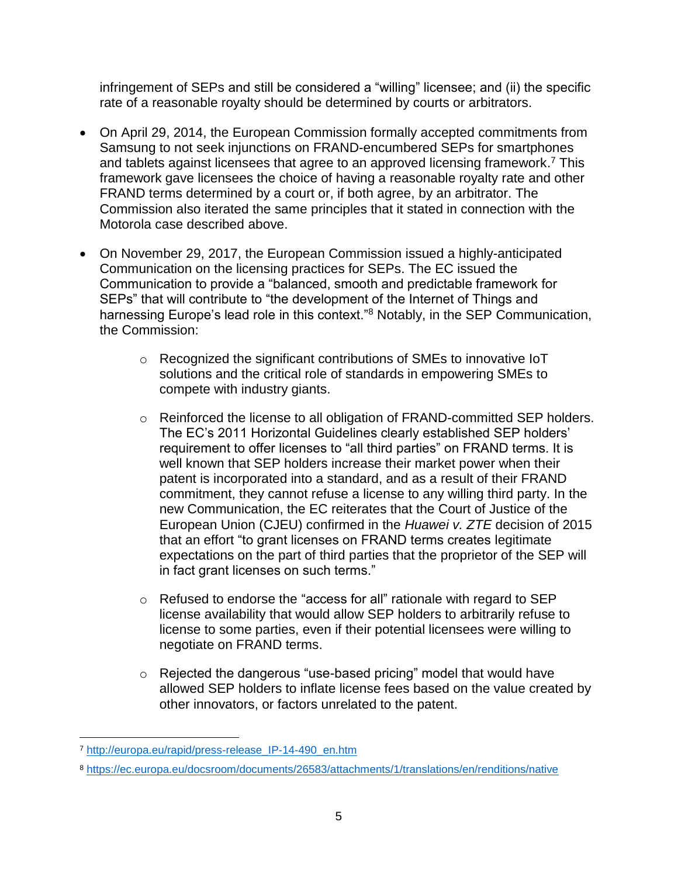infringement of SEPs and still be considered a "willing" licensee; and (ii) the specific rate of a reasonable royalty should be determined by courts or arbitrators.

- On April 29, 2014, the European Commission formally accepted commitments from Samsung to not seek injunctions on FRAND-encumbered SEPs for smartphones and tablets against licensees that agree to an approved licensing framework.[7] This framework gave licensees the choice of having a reasonable royalty rate and other FRAND terms determined by a court or, if both agree, by an arbitrator. The Commission also iterated the same principles that it stated in connection with the Motorola case described above.

- On November 29, 2017, the European Commission issued a highly-anticipated Communication on the licensing practices for SEPs. The EC issued the Communication to provide a "balanced, smooth and predictable framework for SEPs" that will contribute to "the development of the Internet of Things and harnessing Europe's lead role in this context."[8] Notably, in the SEP Communication, the Commission:

    - Recognized the significant contributions of SMEs to innovative IoT solutions and the critical role of standards in empowering SMEs to compete with industry giants.

    - Reinforced the license to all obligation of FRAND-committed SEP holders. The EC's 2011 Horizontal Guidelines clearly established SEP holders' requirement to offer licenses to "all third parties" on FRAND terms. It is well known that SEP holders increase their market power when their patent is incorporated into a standard, and as a result of their FRAND commitment, they cannot refuse a license to any willing third party. In the new Communication, the EC reiterates that the Court of Justice of the European Union (CJEU) confirmed in the *Huawei v. ZTE* decision of 2015 that an effort "to grant licenses on FRAND terms creates legitimate expectations on the part of third parties that the proprietor of the SEP will in fact grant licenses on such terms."

    - Refused to endorse the "access for all" rationale with regard to SEP license availability that would allow SEP holders to arbitrarily refuse to license to some parties, even if their potential licensees were willing to negotiate on FRAND terms.

    - Rejected the dangerous "use-based pricing" model that would have allowed SEP holders to inflate license fees based on the value created by other innovators, or factors unrelated to the patent.

---

[7] http://europa.eu/rapid/press-release_IP-14-490_en.htm

[8] https://ec.europa.eu/docsroom/documents/26583/attachments/1/translations/en/renditions/native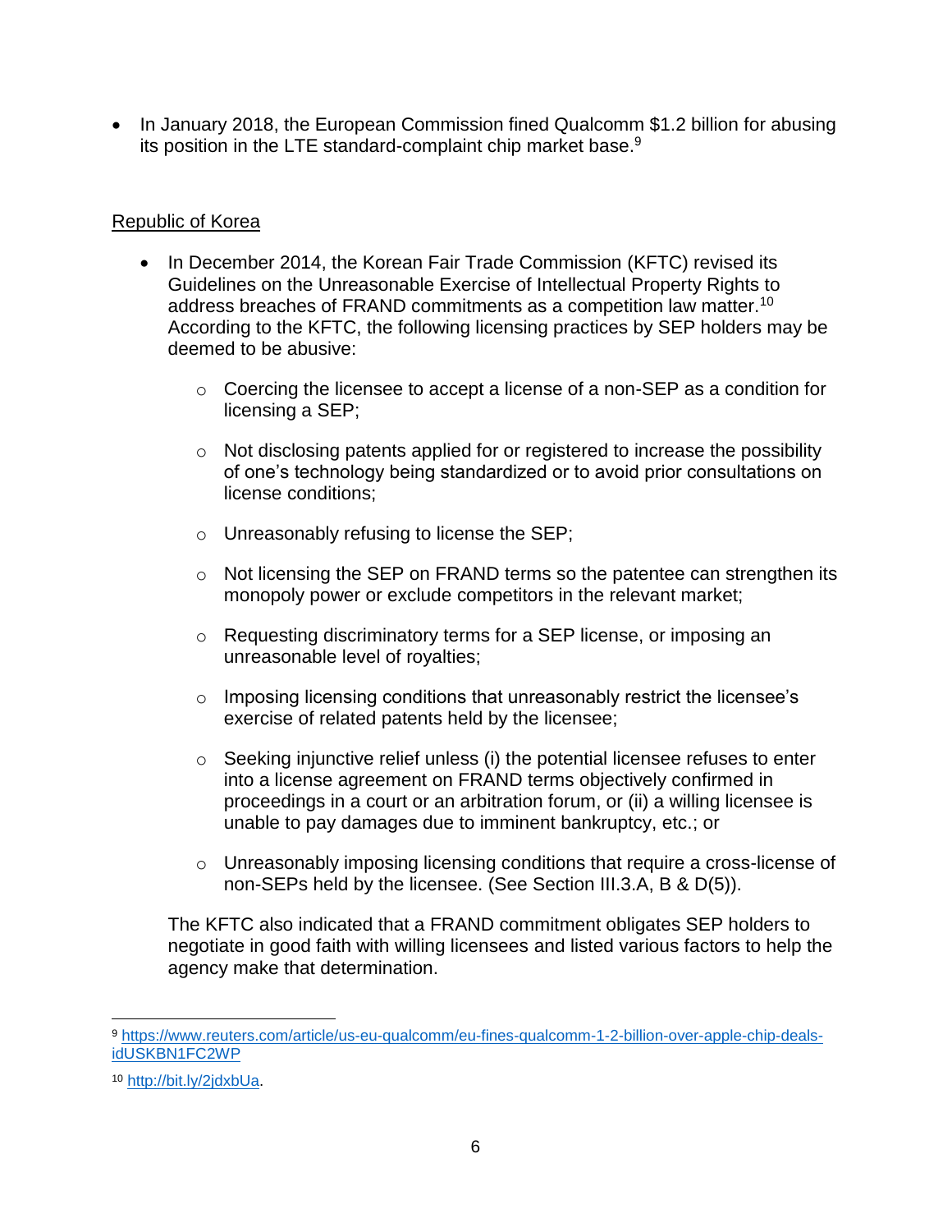- In January 2018, the European Commission fined Qualcomm $1.2 billion for abusing its position in the LTE standard-complaint chip market base.[9]

Republic of Korea

- In December 2014, the Korean Fair Trade Commission (KFTC) revised its Guidelines on the Unreasonable Exercise of Intellectual Property Rights to address breaches of FRAND commitments as a competition law matter.[10] According to the KFTC, the following licensing practices by SEP holders may be deemed to be abusive:

    - Coercing the licensee to accept a license of a non-SEP as a condition for licensing a SEP;

    - Not disclosing patents applied for or registered to increase the possibility of one's technology being standardized or to avoid prior consultations on license conditions;

    - Unreasonably refusing to license the SEP;

    - Not licensing the SEP on FRAND terms so the patentee can strengthen its monopoly power or exclude competitors in the relevant market;

    - Requesting discriminatory terms for a SEP license, or imposing an unreasonable level of royalties;

    - Imposing licensing conditions that unreasonably restrict the licensee's exercise of related patents held by the licensee;

    - Seeking injunctive relief unless (i) the potential licensee refuses to enter into a license agreement on FRAND terms objectively confirmed in proceedings in a court or an arbitration forum, or (ii) a willing licensee is unable to pay damages due to imminent bankruptcy, etc.; or

    - Unreasonably imposing licensing conditions that require a cross-license of non-SEPs held by the licensee. (See Section III.3.A, B & D(5)).

  The KFTC also indicated that a FRAND commitment obligates SEP holders to negotiate in good faith with willing licensees and listed various factors to help the agency make that determination.

---

[9] https://www.reuters.com/article/us-eu-qualcomm/eu-fines-qualcomm-1-2-billion-over-apple-chip-deals-idUSKBN1FC2WP

[10] http://bit.ly/2jdxbUa.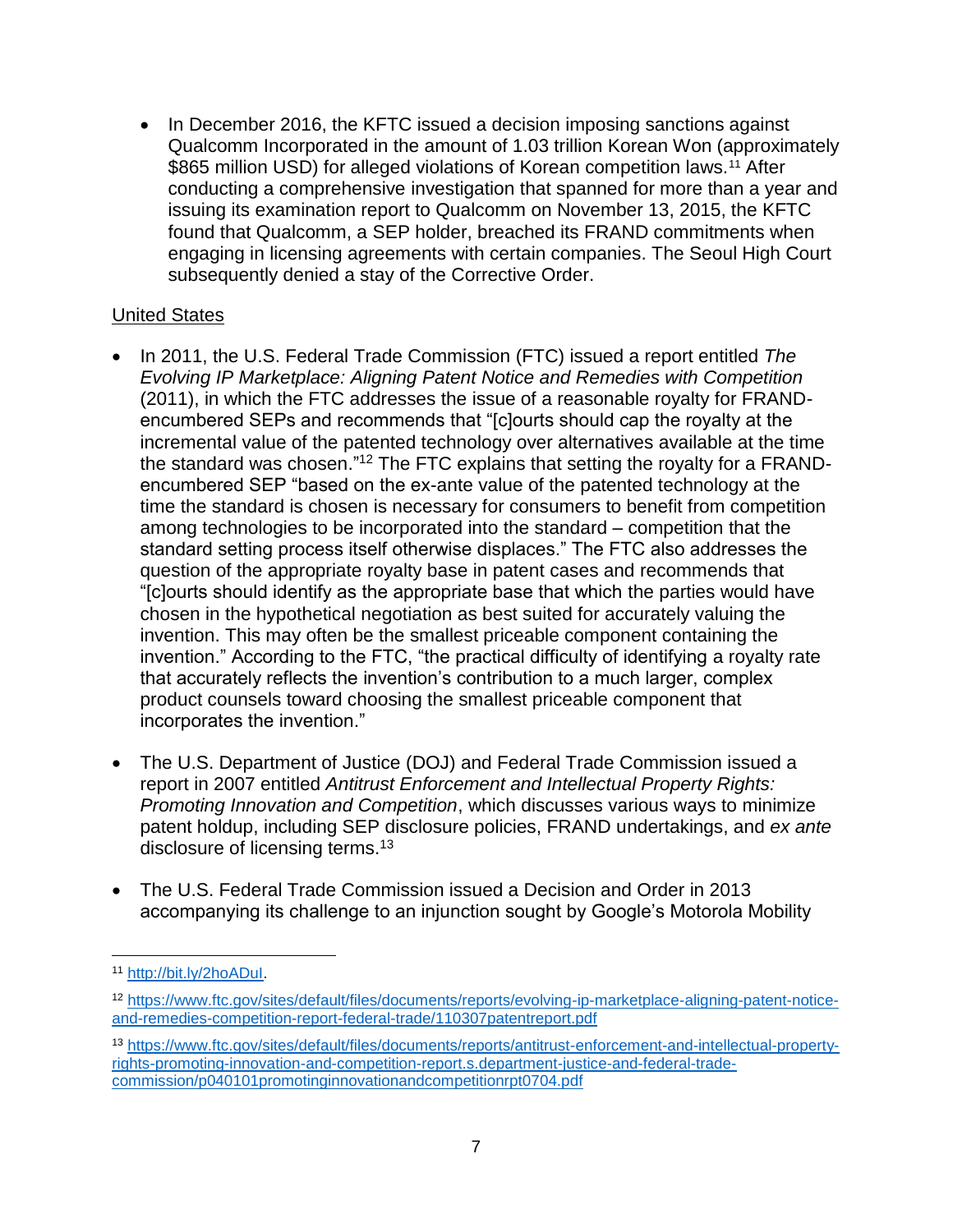- In December 2016, the KFTC issued a decision imposing sanctions against Qualcomm Incorporated in the amount of 1.03 trillion Korean Won (approximately $865 million USD) for alleged violations of Korean competition laws.[11] After conducting a comprehensive investigation that spanned for more than a year and issuing its examination report to Qualcomm on November 13, 2015, the KFTC found that Qualcomm, a SEP holder, breached its FRAND commitments when engaging in licensing agreements with certain companies. The Seoul High Court subsequently denied a stay of the Corrective Order.

United States

- In 2011, the U.S. Federal Trade Commission (FTC) issued a report entitled *The Evolving IP Marketplace: Aligning Patent Notice and Remedies with Competition* (2011), in which the FTC addresses the issue of a reasonable royalty for FRAND-encumbered SEPs and recommends that "[c]ourts should cap the royalty at the incremental value of the patented technology over alternatives available at the time the standard was chosen."[12] The FTC explains that setting the royalty for a FRAND-encumbered SEP "based on the ex-ante value of the patented technology at the time the standard is chosen is necessary for consumers to benefit from competition among technologies to be incorporated into the standard – competition that the standard setting process itself otherwise displaces." The FTC also addresses the question of the appropriate royalty base in patent cases and recommends that "[c]ourts should identify as the appropriate base that which the parties would have chosen in the hypothetical negotiation as best suited for accurately valuing the invention. This may often be the smallest priceable component containing the invention." According to the FTC, "the practical difficulty of identifying a royalty rate that accurately reflects the invention's contribution to a much larger, complex product counsels toward choosing the smallest priceable component that incorporates the invention."

- The U.S. Department of Justice (DOJ) and Federal Trade Commission issued a report in 2007 entitled *Antitrust Enforcement and Intellectual Property Rights: Promoting Innovation and Competition*, which discusses various ways to minimize patent holdup, including SEP disclosure policies, FRAND undertakings, and *ex ante* disclosure of licensing terms.[13]

- The U.S. Federal Trade Commission issued a Decision and Order in 2013 accompanying its challenge to an injunction sought by Google's Motorola Mobility

---

[11] http://bit.ly/2hoADuI.

[12] https://www.ftc.gov/sites/default/files/documents/reports/evolving-ip-marketplace-aligning-patent-notice-and-remedies-competition-report-federal-trade/110307patentreport.pdf

[13] https://www.ftc.gov/sites/default/files/documents/reports/antitrust-enforcement-and-intellectual-property-rights-promoting-innovation-and-competition-report.s.department-justice-and-federal-trade-commission/p040101promotinginnovationandcompetitionrpt0704.pdf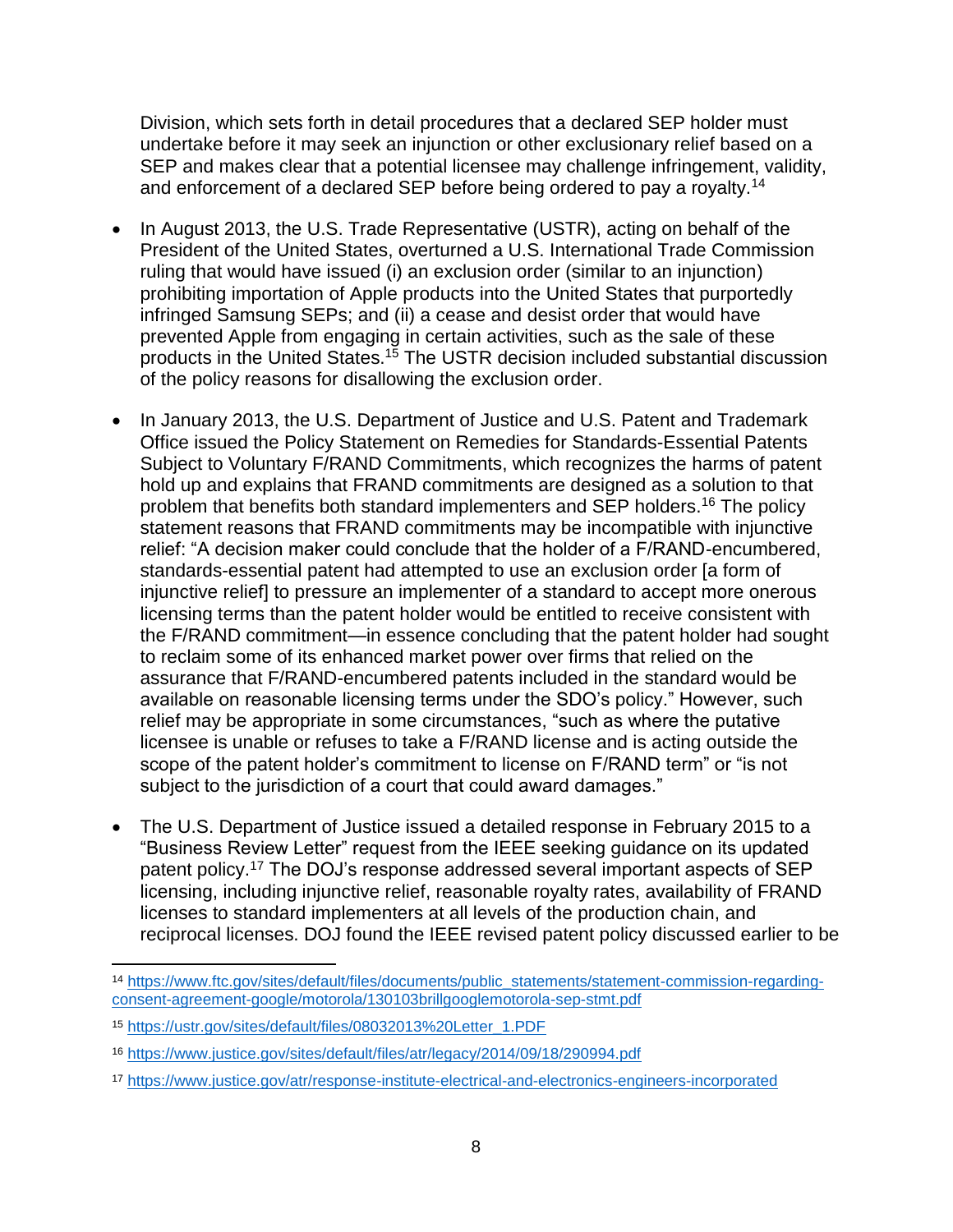Division, which sets forth in detail procedures that a declared SEP holder must undertake before it may seek an injunction or other exclusionary relief based on a SEP and makes clear that a potential licensee may challenge infringement, validity, and enforcement of a declared SEP before being ordered to pay a royalty.[14]

- In August 2013, the U.S. Trade Representative (USTR), acting on behalf of the President of the United States, overturned a U.S. International Trade Commission ruling that would have issued (i) an exclusion order (similar to an injunction) prohibiting importation of Apple products into the United States that purportedly infringed Samsung SEPs; and (ii) a cease and desist order that would have prevented Apple from engaging in certain activities, such as the sale of these products in the United States.[15] The USTR decision included substantial discussion of the policy reasons for disallowing the exclusion order.

- In January 2013, the U.S. Department of Justice and U.S. Patent and Trademark Office issued the Policy Statement on Remedies for Standards-Essential Patents Subject to Voluntary F/RAND Commitments, which recognizes the harms of patent hold up and explains that FRAND commitments are designed as a solution to that problem that benefits both standard implementers and SEP holders.[16] The policy statement reasons that FRAND commitments may be incompatible with injunctive relief: "A decision maker could conclude that the holder of a F/RAND-encumbered, standards-essential patent had attempted to use an exclusion order [a form of injunctive relief] to pressure an implementer of a standard to accept more onerous licensing terms than the patent holder would be entitled to receive consistent with the F/RAND commitment—in essence concluding that the patent holder had sought to reclaim some of its enhanced market power over firms that relied on the assurance that F/RAND-encumbered patents included in the standard would be available on reasonable licensing terms under the SDO's policy." However, such relief may be appropriate in some circumstances, "such as where the putative licensee is unable or refuses to take a F/RAND license and is acting outside the scope of the patent holder's commitment to license on F/RAND term" or "is not subject to the jurisdiction of a court that could award damages."

- The U.S. Department of Justice issued a detailed response in February 2015 to a "Business Review Letter" request from the IEEE seeking guidance on its updated patent policy.[17] The DOJ's response addressed several important aspects of SEP licensing, including injunctive relief, reasonable royalty rates, availability of FRAND licenses to standard implementers at all levels of the production chain, and reciprocal licenses. DOJ found the IEEE revised patent policy discussed earlier to be

---

[14] https://www.ftc.gov/sites/default/files/documents/public_statements/statement-commission-regarding-consent-agreement-google/motorola/130103brillgooglemotorola-sep-stmt.pdf

[15] https://ustr.gov/sites/default/files/08032013%20Letter_1.PDF

[16] https://www.justice.gov/sites/default/files/atr/legacy/2014/09/18/290994.pdf

[17] https://www.justice.gov/atr/response-institute-electrical-and-electronics-engineers-incorporated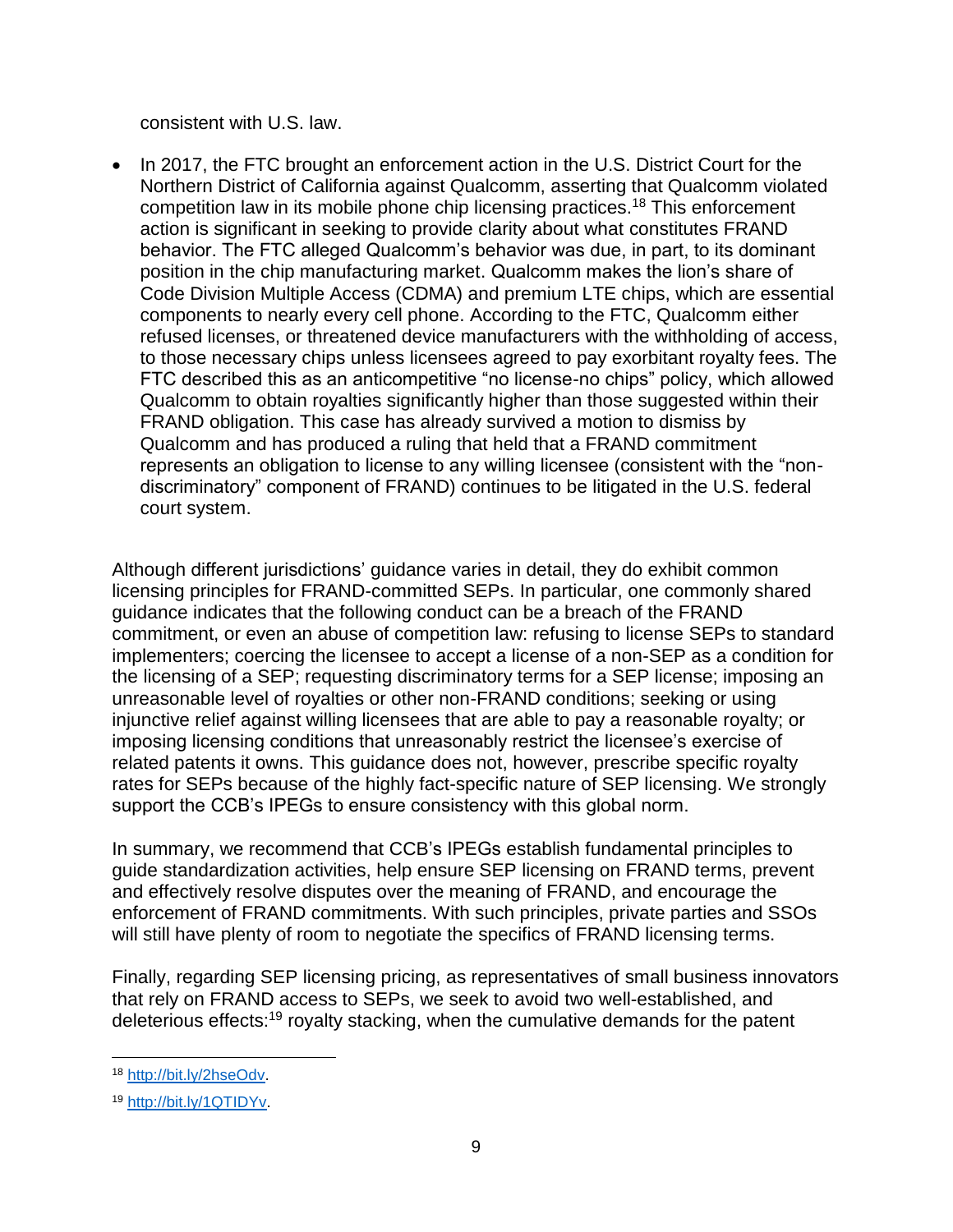consistent with U.S. law.

- In 2017, the FTC brought an enforcement action in the U.S. District Court for the Northern District of California against Qualcomm, asserting that Qualcomm violated competition law in its mobile phone chip licensing practices.[18] This enforcement action is significant in seeking to provide clarity about what constitutes FRAND behavior. The FTC alleged Qualcomm's behavior was due, in part, to its dominant position in the chip manufacturing market. Qualcomm makes the lion's share of Code Division Multiple Access (CDMA) and premium LTE chips, which are essential components to nearly every cell phone. According to the FTC, Qualcomm either refused licenses, or threatened device manufacturers with the withholding of access, to those necessary chips unless licensees agreed to pay exorbitant royalty fees. The FTC described this as an anticompetitive "no license-no chips" policy, which allowed Qualcomm to obtain royalties significantly higher than those suggested within their FRAND obligation. This case has already survived a motion to dismiss by Qualcomm and has produced a ruling that held that a FRAND commitment represents an obligation to license to any willing licensee (consistent with the "non-discriminatory" component of FRAND) continues to be litigated in the U.S. federal court system.

Although different jurisdictions' guidance varies in detail, they do exhibit common licensing principles for FRAND-committed SEPs. In particular, one commonly shared guidance indicates that the following conduct can be a breach of the FRAND commitment, or even an abuse of competition law: refusing to license SEPs to standard implementers; coercing the licensee to accept a license of a non-SEP as a condition for the licensing of a SEP; requesting discriminatory terms for a SEP license; imposing an unreasonable level of royalties or other non-FRAND conditions; seeking or using injunctive relief against willing licensees that are able to pay a reasonable royalty; or imposing licensing conditions that unreasonably restrict the licensee's exercise of related patents it owns. This guidance does not, however, prescribe specific royalty rates for SEPs because of the highly fact-specific nature of SEP licensing. We strongly support the CCB's IPEGs to ensure consistency with this global norm.

In summary, we recommend that CCB's IPEGs establish fundamental principles to guide standardization activities, help ensure SEP licensing on FRAND terms, prevent and effectively resolve disputes over the meaning of FRAND, and encourage the enforcement of FRAND commitments. With such principles, private parties and SSOs will still have plenty of room to negotiate the specifics of FRAND licensing terms.

Finally, regarding SEP licensing pricing, as representatives of small business innovators that rely on FRAND access to SEPs, we seek to avoid two well-established, and deleterious effects:[19] royalty stacking, when the cumulative demands for the patent

---

[18] http://bit.ly/2hseOdv.

[19] http://bit.ly/1QTIDYv.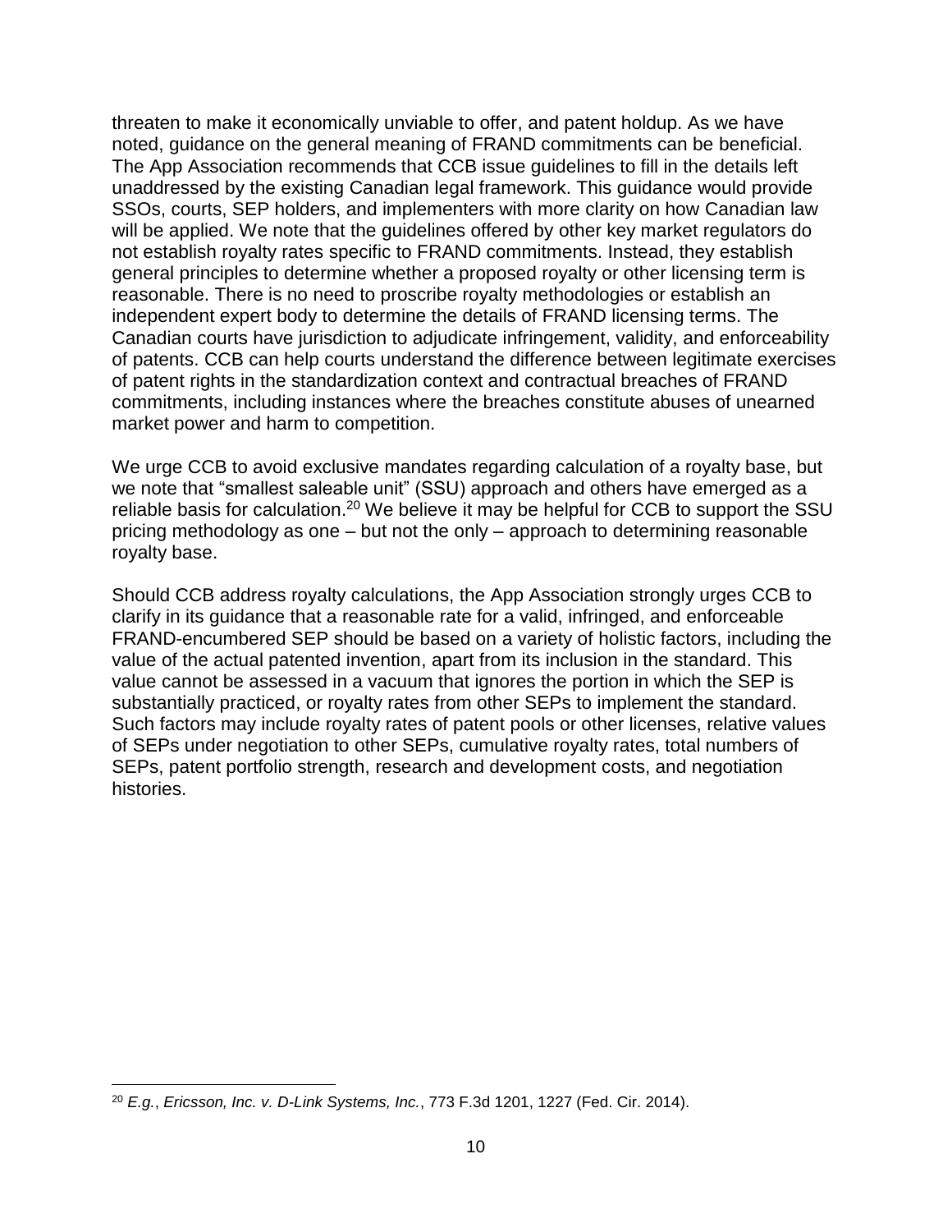threaten to make it economically unviable to offer, and patent holdup. As we have noted, guidance on the general meaning of FRAND commitments can be beneficial. The App Association recommends that CCB issue guidelines to fill in the details left unaddressed by the existing Canadian legal framework. This guidance would provide SSOs, courts, SEP holders, and implementers with more clarity on how Canadian law will be applied. We note that the guidelines offered by other key market regulators do not establish royalty rates specific to FRAND commitments. Instead, they establish general principles to determine whether a proposed royalty or other licensing term is reasonable. There is no need to proscribe royalty methodologies or establish an independent expert body to determine the details of FRAND licensing terms. The Canadian courts have jurisdiction to adjudicate infringement, validity, and enforceability of patents. CCB can help courts understand the difference between legitimate exercises of patent rights in the standardization context and contractual breaches of FRAND commitments, including instances where the breaches constitute abuses of unearned market power and harm to competition.

We urge CCB to avoid exclusive mandates regarding calculation of a royalty base, but we note that "smallest saleable unit" (SSU) approach and others have emerged as a reliable basis for calculation.[20] We believe it may be helpful for CCB to support the SSU pricing methodology as one – but not the only – approach to determining reasonable royalty base.

Should CCB address royalty calculations, the App Association strongly urges CCB to clarify in its guidance that a reasonable rate for a valid, infringed, and enforceable FRAND-encumbered SEP should be based on a variety of holistic factors, including the value of the actual patented invention, apart from its inclusion in the standard. This value cannot be assessed in a vacuum that ignores the portion in which the SEP is substantially practiced, or royalty rates from other SEPs to implement the standard. Such factors may include royalty rates of patent pools or other licenses, relative values of SEPs under negotiation to other SEPs, cumulative royalty rates, total numbers of SEPs, patent portfolio strength, research and development costs, and negotiation histories.

[20] *E.g.*, *Ericsson, Inc. v. D-Link Systems, Inc.*, 773 F.3d 1201, 1227 (Fed. Cir. 2014).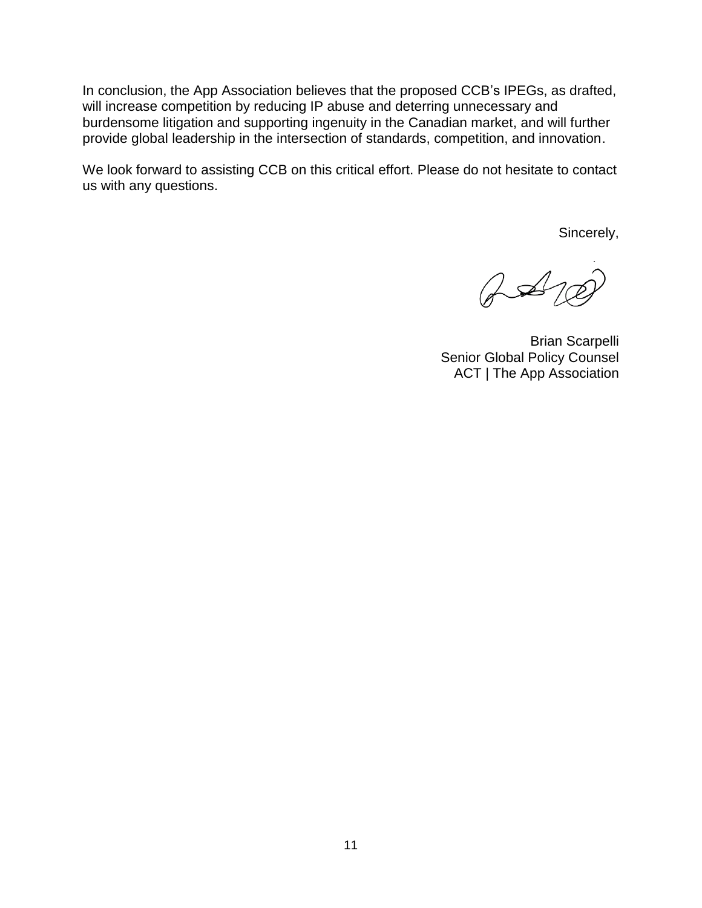In conclusion, the App Association believes that the proposed CCB's IPEGs, as drafted, will increase competition by reducing IP abuse and deterring unnecessary and burdensome litigation and supporting ingenuity in the Canadian market, and will further provide global leadership in the intersection of standards, competition, and innovation.

We look forward to assisting CCB on this critical effort. Please do not hesitate to contact us with any questions.

Sincerely,

Brian Scarpelli
Senior Global Policy Counsel
ACT | The App Association